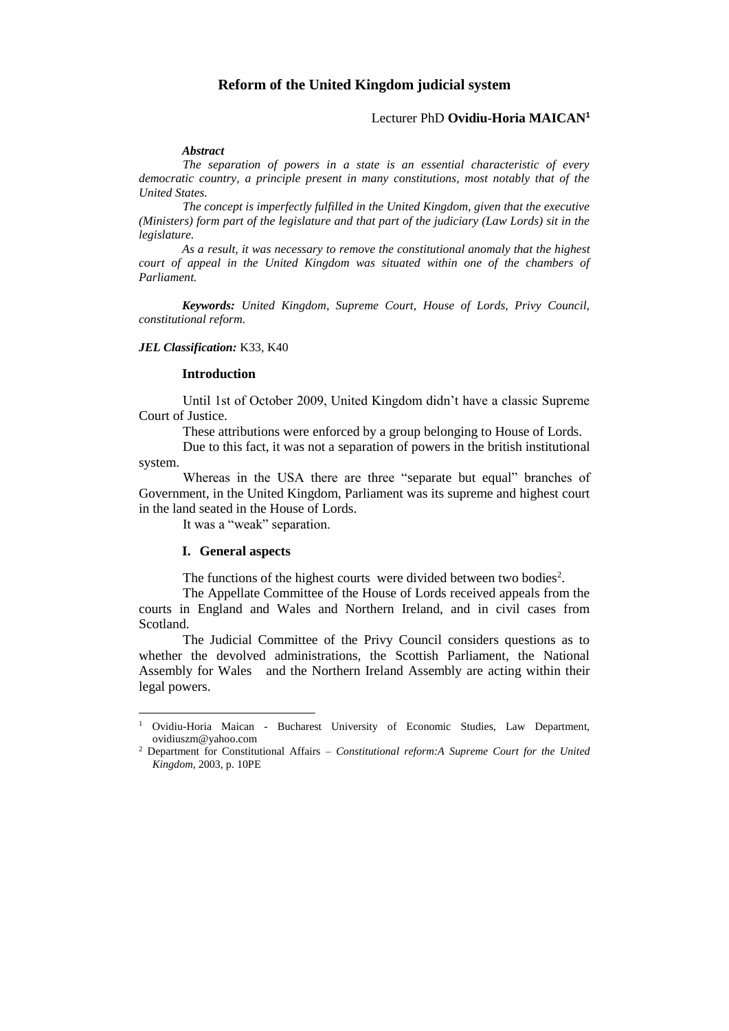# Reform of the United Kingdom judicial system

Lecturer PhD **Ovidiu-Horia MAICAN**[1]

***Abstract***

*The separation of powers in a state is an essential characteristic of every democratic country, a principle present in many constitutions, most notably that of the United States.*

*The concept is imperfectly fulfilled in the United Kingdom, given that the executive (Ministers) form part of the legislature and that part of the judiciary (Law Lords) sit in the legislature.*

*As a result, it was necessary to remove the constitutional anomaly that the highest court of appeal in the United Kingdom was situated within one of the chambers of Parliament.*

***Keywords:*** *United Kingdom, Supreme Court, House of Lords, Privy Council, constitutional reform.*

***JEL Classification:*** K33, K40

## Introduction

Until 1st of October 2009, United Kingdom didn't have a classic Supreme Court of Justice.

These attributions were enforced by a group belonging to House of Lords.

Due to this fact, it was not a separation of powers in the british institutional system.

Whereas in the USA there are three "separate but equal" branches of Government, in the United Kingdom, Parliament was its supreme and highest court in the land seated in the House of Lords.

It was a "weak" separation.

## I. General aspects

The functions of the highest courts were divided between two bodies[2].

The Appellate Committee of the House of Lords received appeals from the courts in England and Wales and Northern Ireland, and in civil cases from Scotland.

The Judicial Committee of the Privy Council considers questions as to whether the devolved administrations, the Scottish Parliament, the National Assembly for Wales and the Northern Ireland Assembly are acting within their legal powers.

---

[1] Ovidiu-Horia Maican - Bucharest University of Economic Studies, Law Department, ovidiuszm@yahoo.com

[2] Department for Constitutional Affairs – *Constitutional reform:A Supreme Court for the United Kingdom*, 2003, p. 10PE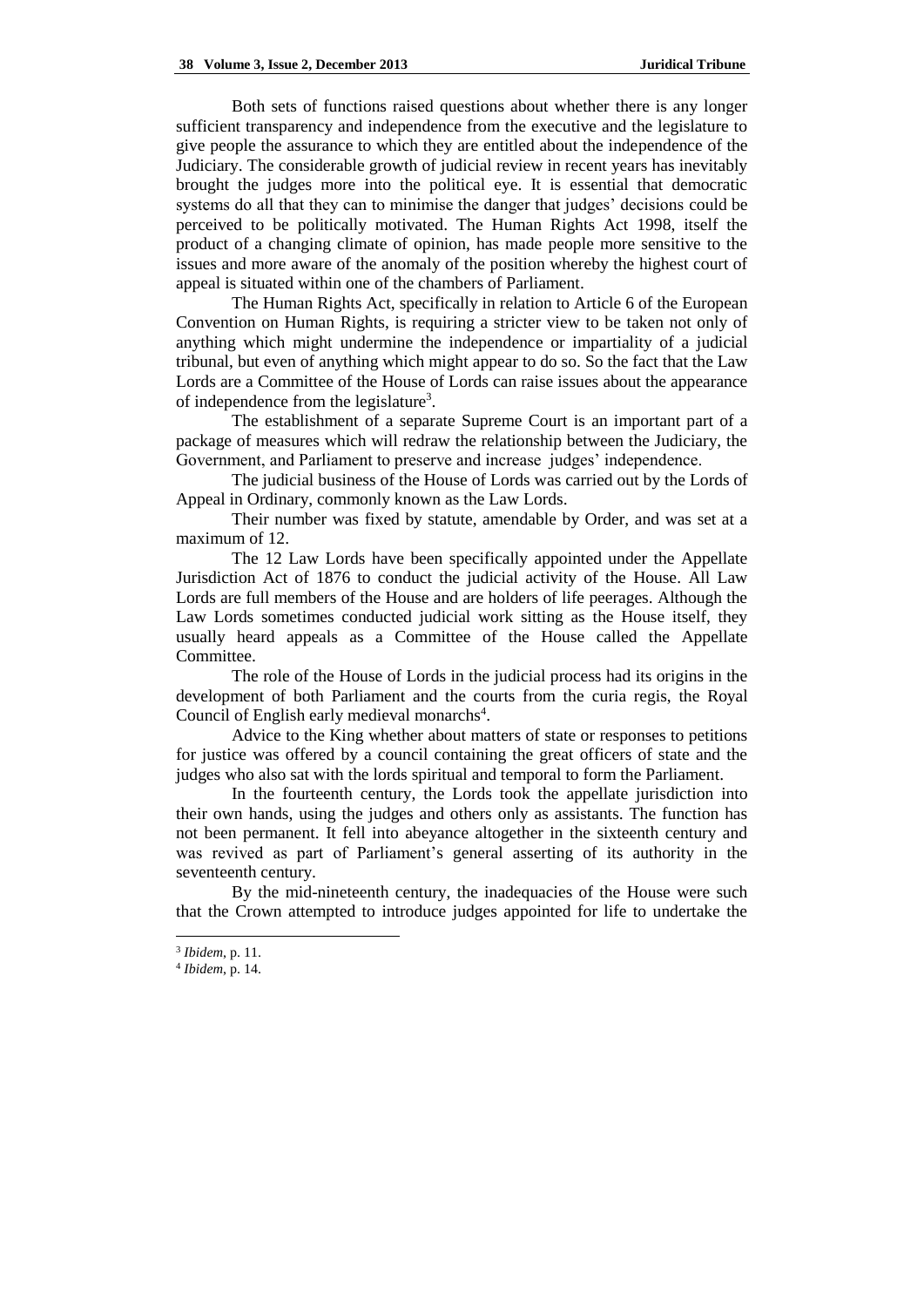Both sets of functions raised questions about whether there is any longer sufficient transparency and independence from the executive and the legislature to give people the assurance to which they are entitled about the independence of the Judiciary. The considerable growth of judicial review in recent years has inevitably brought the judges more into the political eye. It is essential that democratic systems do all that they can to minimise the danger that judges' decisions could be perceived to be politically motivated. The Human Rights Act 1998, itself the product of a changing climate of opinion, has made people more sensitive to the issues and more aware of the anomaly of the position whereby the highest court of appeal is situated within one of the chambers of Parliament.

The Human Rights Act, specifically in relation to Article 6 of the European Convention on Human Rights, is requiring a stricter view to be taken not only of anything which might undermine the independence or impartiality of a judicial tribunal, but even of anything which might appear to do so. So the fact that the Law Lords are a Committee of the House of Lords can raise issues about the appearance of independence from the legislature[3].

The establishment of a separate Supreme Court is an important part of a package of measures which will redraw the relationship between the Judiciary, the Government, and Parliament to preserve and increase judges' independence.

The judicial business of the House of Lords was carried out by the Lords of Appeal in Ordinary, commonly known as the Law Lords.

Their number was fixed by statute, amendable by Order, and was set at a maximum of 12.

The 12 Law Lords have been specifically appointed under the Appellate Jurisdiction Act of 1876 to conduct the judicial activity of the House. All Law Lords are full members of the House and are holders of life peerages. Although the Law Lords sometimes conducted judicial work sitting as the House itself, they usually heard appeals as a Committee of the House called the Appellate Committee.

The role of the House of Lords in the judicial process had its origins in the development of both Parliament and the courts from the curia regis, the Royal Council of English early medieval monarchs[4].

Advice to the King whether about matters of state or responses to petitions for justice was offered by a council containing the great officers of state and the judges who also sat with the lords spiritual and temporal to form the Parliament.

In the fourteenth century, the Lords took the appellate jurisdiction into their own hands, using the judges and others only as assistants. The function has not been permanent. It fell into abeyance altogether in the sixteenth century and was revived as part of Parliament's general asserting of its authority in the seventeenth century.

By the mid-nineteenth century, the inadequacies of the House were such that the Crown attempted to introduce judges appointed for life to undertake the

---

[3] *Ibidem*, p. 11.

[4] *Ibidem*, p. 14.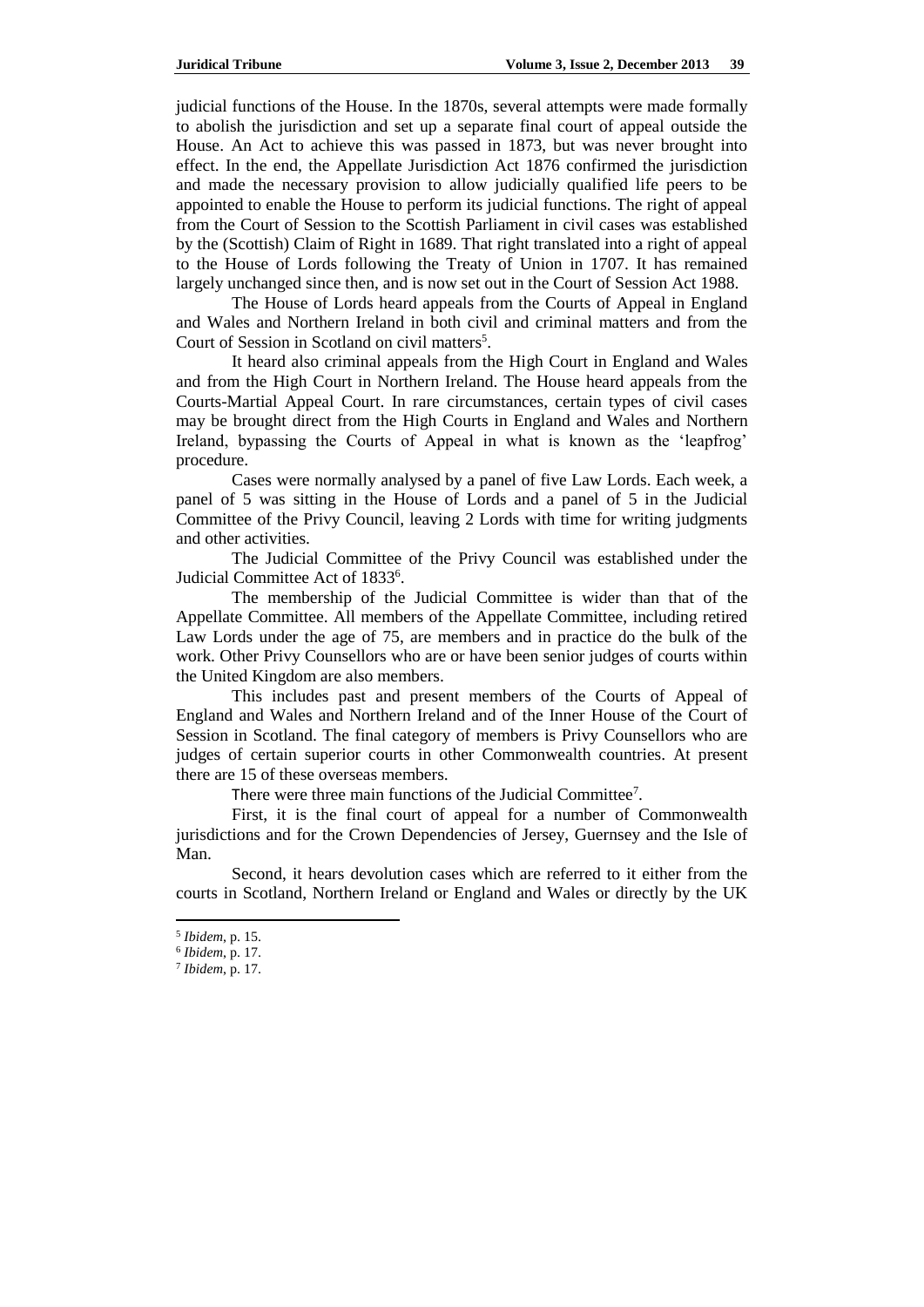judicial functions of the House. In the 1870s, several attempts were made formally to abolish the jurisdiction and set up a separate final court of appeal outside the House. An Act to achieve this was passed in 1873, but was never brought into effect. In the end, the Appellate Jurisdiction Act 1876 confirmed the jurisdiction and made the necessary provision to allow judicially qualified life peers to be appointed to enable the House to perform its judicial functions. The right of appeal from the Court of Session to the Scottish Parliament in civil cases was established by the (Scottish) Claim of Right in 1689. That right translated into a right of appeal to the House of Lords following the Treaty of Union in 1707. It has remained largely unchanged since then, and is now set out in the Court of Session Act 1988.

The House of Lords heard appeals from the Courts of Appeal in England and Wales and Northern Ireland in both civil and criminal matters and from the Court of Session in Scotland on civil matters[5].

It heard also criminal appeals from the High Court in England and Wales and from the High Court in Northern Ireland. The House heard appeals from the Courts-Martial Appeal Court. In rare circumstances, certain types of civil cases may be brought direct from the High Courts in England and Wales and Northern Ireland, bypassing the Courts of Appeal in what is known as the 'leapfrog' procedure.

Cases were normally analysed by a panel of five Law Lords. Each week, a panel of 5 was sitting in the House of Lords and a panel of 5 in the Judicial Committee of the Privy Council, leaving 2 Lords with time for writing judgments and other activities.

The Judicial Committee of the Privy Council was established under the Judicial Committee Act of 1833[6].

The membership of the Judicial Committee is wider than that of the Appellate Committee. All members of the Appellate Committee, including retired Law Lords under the age of 75, are members and in practice do the bulk of the work. Other Privy Counsellors who are or have been senior judges of courts within the United Kingdom are also members.

This includes past and present members of the Courts of Appeal of England and Wales and Northern Ireland and of the Inner House of the Court of Session in Scotland. The final category of members is Privy Counsellors who are judges of certain superior courts in other Commonwealth countries. At present there are 15 of these overseas members.

There were three main functions of the Judicial Committee[7].

First, it is the final court of appeal for a number of Commonwealth jurisdictions and for the Crown Dependencies of Jersey, Guernsey and the Isle of Man.

Second, it hears devolution cases which are referred to it either from the courts in Scotland, Northern Ireland or England and Wales or directly by the UK

---

[5] *Ibidem*, p. 15.

[6] *Ibidem*, p. 17.

[7] *Ibidem*, p. 17.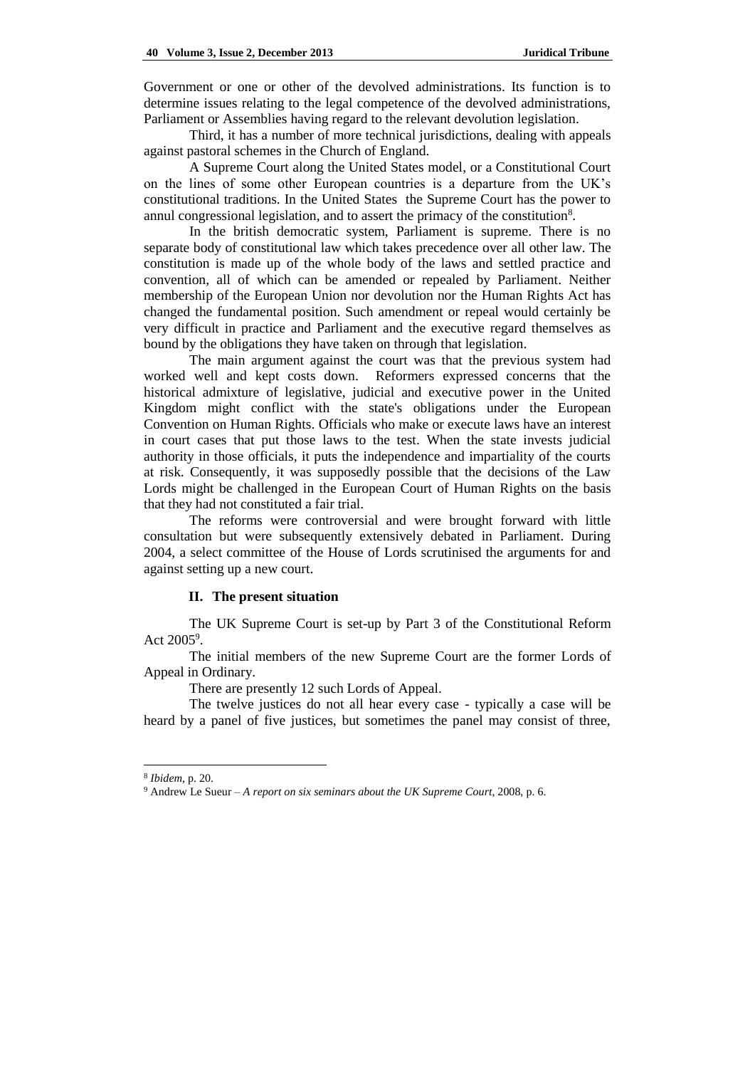Government or one or other of the devolved administrations. Its function is to determine issues relating to the legal competence of the devolved administrations, Parliament or Assemblies having regard to the relevant devolution legislation.

Third, it has a number of more technical jurisdictions, dealing with appeals against pastoral schemes in the Church of England.

A Supreme Court along the United States model, or a Constitutional Court on the lines of some other European countries is a departure from the UK's constitutional traditions. In the United States the Supreme Court has the power to annul congressional legislation, and to assert the primacy of the constitution[8].

In the british democratic system, Parliament is supreme. There is no separate body of constitutional law which takes precedence over all other law. The constitution is made up of the whole body of the laws and settled practice and convention, all of which can be amended or repealed by Parliament. Neither membership of the European Union nor devolution nor the Human Rights Act has changed the fundamental position. Such amendment or repeal would certainly be very difficult in practice and Parliament and the executive regard themselves as bound by the obligations they have taken on through that legislation.

The main argument against the court was that the previous system had worked well and kept costs down. Reformers expressed concerns that the historical admixture of legislative, judicial and executive power in the United Kingdom might conflict with the state's obligations under the European Convention on Human Rights. Officials who make or execute laws have an interest in court cases that put those laws to the test. When the state invests judicial authority in those officials, it puts the independence and impartiality of the courts at risk. Consequently, it was supposedly possible that the decisions of the Law Lords might be challenged in the European Court of Human Rights on the basis that they had not constituted a fair trial.

The reforms were controversial and were brought forward with little consultation but were subsequently extensively debated in Parliament. During 2004, a select committee of the House of Lords scrutinised the arguments for and against setting up a new court.

## II. The present situation

The UK Supreme Court is set-up by Part 3 of the Constitutional Reform Act 2005[9].

The initial members of the new Supreme Court are the former Lords of Appeal in Ordinary.

There are presently 12 such Lords of Appeal.

The twelve justices do not all hear every case - typically a case will be heard by a panel of five justices, but sometimes the panel may consist of three,

---

[8] *Ibidem*, p. 20.

[9] Andrew Le Sueur – *A report on six seminars about the UK Supreme Court*, 2008, p. 6.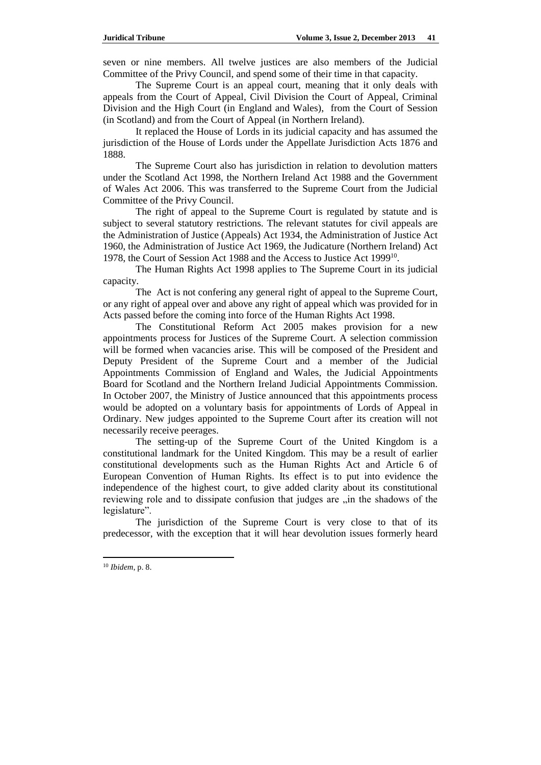seven or nine members. All twelve justices are also members of the Judicial Committee of the Privy Council, and spend some of their time in that capacity.

The Supreme Court is an appeal court, meaning that it only deals with appeals from the Court of Appeal, Civil Division the Court of Appeal, Criminal Division and the High Court (in England and Wales), from the Court of Session (in Scotland) and from the Court of Appeal (in Northern Ireland).

It replaced the House of Lords in its judicial capacity and has assumed the jurisdiction of the House of Lords under the Appellate Jurisdiction Acts 1876 and 1888.

The Supreme Court also has jurisdiction in relation to devolution matters under the Scotland Act 1998, the Northern Ireland Act 1988 and the Government of Wales Act 2006. This was transferred to the Supreme Court from the Judicial Committee of the Privy Council.

The right of appeal to the Supreme Court is regulated by statute and is subject to several statutory restrictions. The relevant statutes for civil appeals are the Administration of Justice (Appeals) Act 1934, the Administration of Justice Act 1960, the Administration of Justice Act 1969, the Judicature (Northern Ireland) Act 1978, the Court of Session Act 1988 and the Access to Justice Act 1999[10].

The Human Rights Act 1998 applies to The Supreme Court in its judicial capacity.

The Act is not confering any general right of appeal to the Supreme Court, or any right of appeal over and above any right of appeal which was provided for in Acts passed before the coming into force of the Human Rights Act 1998.

The Constitutional Reform Act 2005 makes provision for a new appointments process for Justices of the Supreme Court. A selection commission will be formed when vacancies arise. This will be composed of the President and Deputy President of the Supreme Court and a member of the Judicial Appointments Commission of England and Wales, the Judicial Appointments Board for Scotland and the Northern Ireland Judicial Appointments Commission. In October 2007, the Ministry of Justice announced that this appointments process would be adopted on a voluntary basis for appointments of Lords of Appeal in Ordinary. New judges appointed to the Supreme Court after its creation will not necessarily receive peerages.

The setting-up of the Supreme Court of the United Kingdom is a constitutional landmark for the United Kingdom. This may be a result of earlier constitutional developments such as the Human Rights Act and Article 6 of European Convention of Human Rights. Its effect is to put into evidence the independence of the highest court, to give added clarity about its constitutional reviewing role and to dissipate confusion that judges are „in the shadows of the legislature".

The jurisdiction of the Supreme Court is very close to that of its predecessor, with the exception that it will hear devolution issues formerly heard

---

[10] *Ibidem*, p. 8.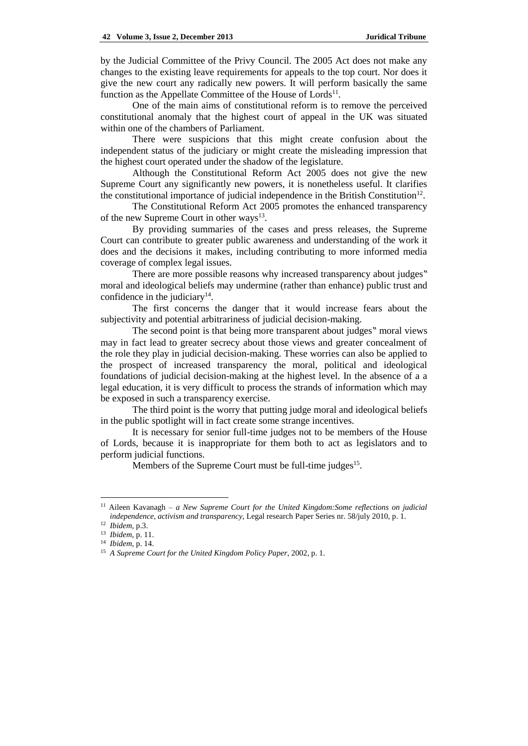by the Judicial Committee of the Privy Council. The 2005 Act does not make any changes to the existing leave requirements for appeals to the top court. Nor does it give the new court any radically new powers. It will perform basically the same function as the Appellate Committee of the House of Lords[11].

One of the main aims of constitutional reform is to remove the perceived constitutional anomaly that the highest court of appeal in the UK was situated within one of the chambers of Parliament.

There were suspicions that this might create confusion about the independent status of the judiciary or might create the misleading impression that the highest court operated under the shadow of the legislature.

Although the Constitutional Reform Act 2005 does not give the new Supreme Court any significantly new powers, it is nonetheless useful. It clarifies the constitutional importance of judicial independence in the British Constitution[12].

The Constitutional Reform Act 2005 promotes the enhanced transparency of the new Supreme Court in other ways[13].

By providing summaries of the cases and press releases, the Supreme Court can contribute to greater public awareness and understanding of the work it does and the decisions it makes, including contributing to more informed media coverage of complex legal issues.

There are more possible reasons why increased transparency about judges‟ moral and ideological beliefs may undermine (rather than enhance) public trust and confidence in the judiciary[14].

The first concerns the danger that it would increase fears about the subjectivity and potential arbitrariness of judicial decision-making.

The second point is that being more transparent about judges‟ moral views may in fact lead to greater secrecy about those views and greater concealment of the role they play in judicial decision-making. These worries can also be applied to the prospect of increased transparency the moral, political and ideological foundations of judicial decision-making at the highest level. In the absence of a a legal education, it is very difficult to process the strands of information which may be exposed in such a transparency exercise.

The third point is the worry that putting judge moral and ideological beliefs in the public spotlight will in fact create some strange incentives.

It is necessary for senior full-time judges not to be members of the House of Lords, because it is inappropriate for them both to act as legislators and to perform judicial functions.

Members of the Supreme Court must be full-time judges[15].

---

[11] Aileen Kavanagh – *a New Supreme Court for the United Kingdom:Some reflections on judicial independence, activism and transparency*, Legal research Paper Series nr. 58/july 2010, p. 1.

[12] *Ibidem*, p.3.

[13] *Ibidem*, p. 11.

[14] *Ibidem*, p. 14.

[15] *A Supreme Court for the United Kingdom Policy Paper*, 2002, p. 1.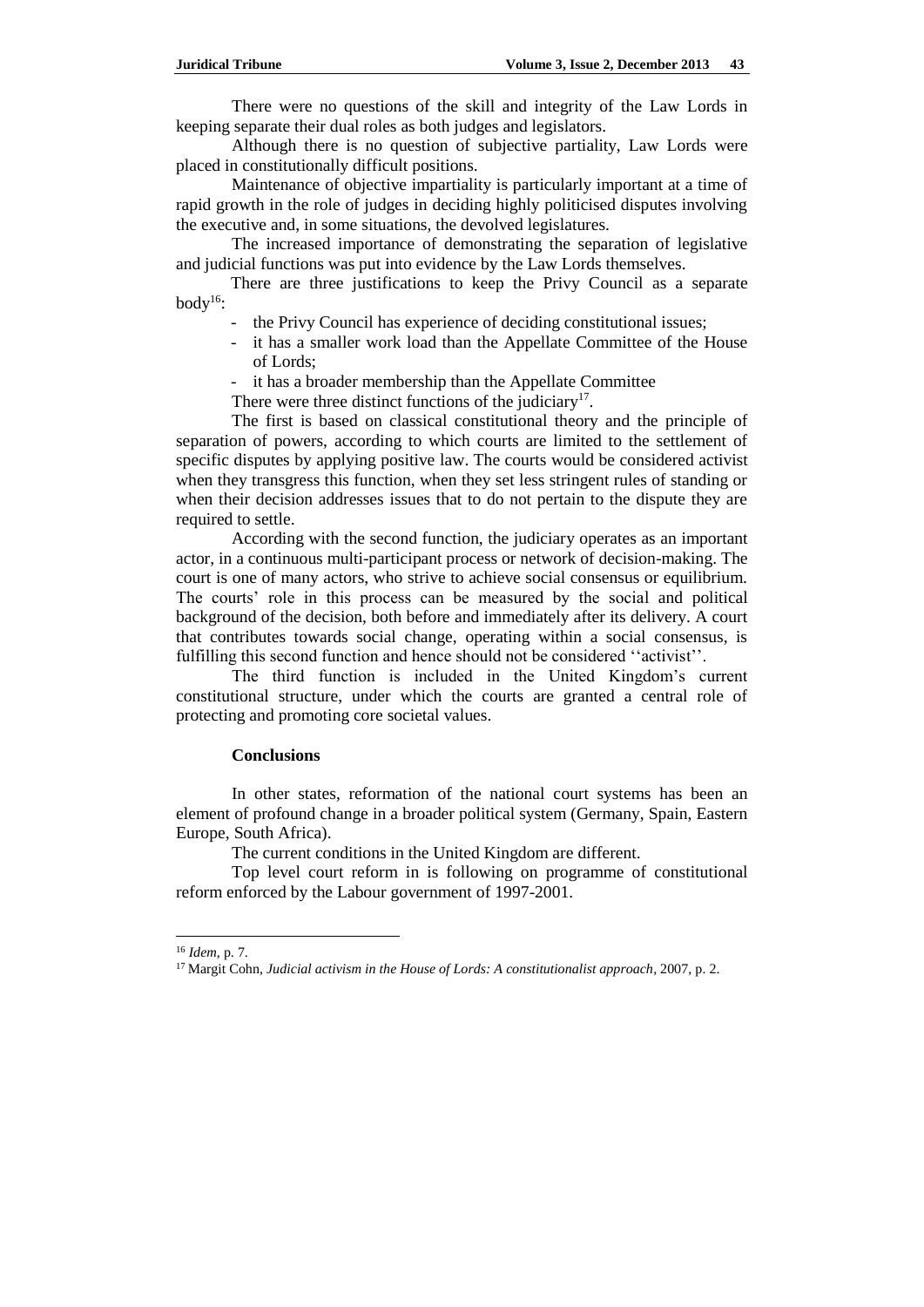There were no questions of the skill and integrity of the Law Lords in keeping separate their dual roles as both judges and legislators.

Although there is no question of subjective partiality, Law Lords were placed in constitutionally difficult positions.

Maintenance of objective impartiality is particularly important at a time of rapid growth in the role of judges in deciding highly politicised disputes involving the executive and, in some situations, the devolved legislatures.

The increased importance of demonstrating the separation of legislative and judicial functions was put into evidence by the Law Lords themselves.

There are three justifications to keep the Privy Council as a separate body[16]:

- the Privy Council has experience of deciding constitutional issues;
- it has a smaller work load than the Appellate Committee of the House of Lords;
- it has a broader membership than the Appellate Committee

There were three distinct functions of the judiciary[17].

The first is based on classical constitutional theory and the principle of separation of powers, according to which courts are limited to the settlement of specific disputes by applying positive law. The courts would be considered activist when they transgress this function, when they set less stringent rules of standing or when their decision addresses issues that to do not pertain to the dispute they are required to settle.

According with the second function, the judiciary operates as an important actor, in a continuous multi-participant process or network of decision-making. The court is one of many actors, who strive to achieve social consensus or equilibrium. The courts' role in this process can be measured by the social and political background of the decision, both before and immediately after its delivery. A court that contributes towards social change, operating within a social consensus, is fulfilling this second function and hence should not be considered ''activist''.

The third function is included in the United Kingdom's current constitutional structure, under which the courts are granted a central role of protecting and promoting core societal values.

## Conclusions

In other states, reformation of the national court systems has been an element of profound change in a broader political system (Germany, Spain, Eastern Europe, South Africa).

The current conditions in the United Kingdom are different.

Top level court reform in is following on programme of constitutional reform enforced by the Labour government of 1997-2001.

---

[16] *Idem*, p. 7.

[17] Margit Cohn, *Judicial activism in the House of Lords: A constitutionalist approach*, 2007, p. 2.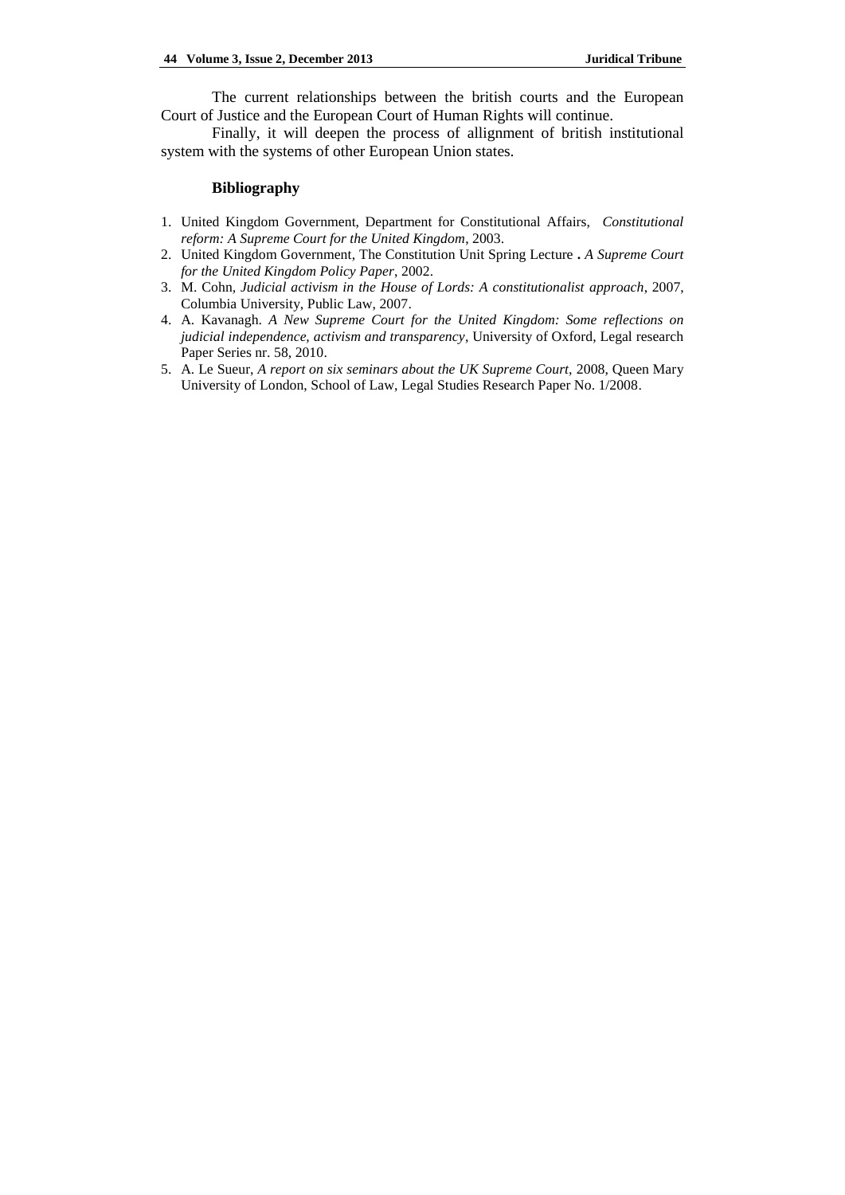The current relationships between the british courts and the European Court of Justice and the European Court of Human Rights will continue.

Finally, it will deepen the process of allignment of british institutional system with the systems of other European Union states.

## Bibliography

1. United Kingdom Government, Department for Constitutional Affairs, *Constitutional reform: A Supreme Court for the United Kingdom*, 2003.
2. United Kingdom Government, The Constitution Unit Spring Lecture **.** *A Supreme Court for the United Kingdom Policy Paper*, 2002.
3. M. Cohn, *Judicial activism in the House of Lords: A constitutionalist approach*, 2007, Columbia University, Public Law, 2007.
4. A. Kavanagh. *A New Supreme Court for the United Kingdom: Some reflections on judicial independence, activism and transparency*, University of Oxford, Legal research Paper Series nr. 58, 2010.
5. A. Le Sueur, *A report on six seminars about the UK Supreme Court,* 2008, Queen Mary University of London, School of Law, Legal Studies Research Paper No. 1/2008.